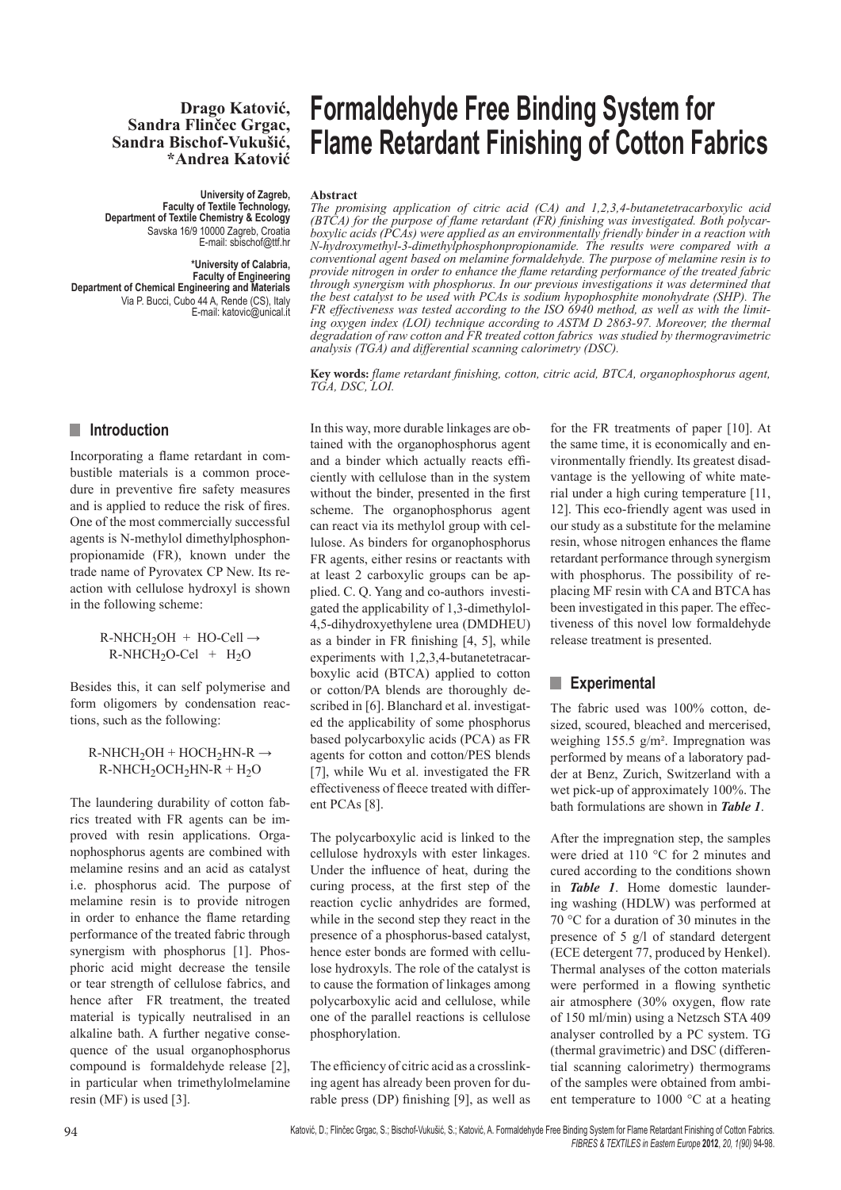**Drago Katović, Sandra Flinčec Grgac, Sandra Bischof-Vukušić, *Andrea Katović**

University of Zagreb,
Faculty of Textile Technology,
Department of Textile Chemistry & Ecology
Savska 16/9 10000 Zagreb, Croatia
E-mail: sbischof@ttf.hr

*University of Calabria,
Faculty of Engineering
Department of Chemical Engineering and Materials
Via P. Bucci, Cubo 44 A, Rende (CS), Italy
E-mail: katovic@unical.it

# Formaldehyde Free Binding System for Flame Retardant Finishing of Cotton Fabrics

**Abstract**

*The promising application of citric acid (CA) and 1,2,3,4-butanetetracarboxylic acid (BTCA) for the purpose of flame retardant (FR) finishing was investigated. Both polycarboxylic acids (PCAs) were applied as an environmentally friendly binder in a reaction with N-hydroxymethyl-3-dimethylphosphonpropionamide. The results were compared with a conventional agent based on melamine formaldehyde. The purpose of melamine resin is to provide nitrogen in order to enhance the flame retarding performance of the treated fabric through synergism with phosphorus. In our previous investigations it was determined that the best catalyst to be used with PCAs is sodium hypophosphite monohydrate (SHP). The FR effectiveness was tested according to the ISO 6940 method, as well as with the limiting oxygen index (LOI) technique according to ASTM D 2863-97. Moreover, the thermal degradation of raw cotton and FR treated cotton fabrics was studied by thermogravimetric analysis (TGA) and differential scanning calorimetry (DSC).*

**Key words:** *flame retardant finishing, cotton, citric acid, BTCA, organophosphorus agent, TGA, DSC, LOI.*

## Introduction

Incorporating a flame retardant in combustible materials is a common procedure in preventive fire safety measures and is applied to reduce the risk of fires. One of the most commercially successful agents is N-methylol dimethylphosphonpropionamide (FR), known under the trade name of Pyrovatex CP New. Its reaction with cellulose hydroxyl is shown in the following scheme:

$$R\text{-}NHCH_2OH + HO\text{-}Cell \rightarrow R\text{-}NHCH_2O\text{-}Cel + H_2O$$

Besides this, it can self polymerise and form oligomers by condensation reactions, such as the following:

$$R\text{-}NHCH_2OH + HOCH_2HN\text{-}R \rightarrow R\text{-}NHCH_2OCH_2HN\text{-}R + H_2O$$

The laundering durability of cotton fabrics treated with FR agents can be improved with resin applications. Organophosphorus agents are combined with melamine resins and an acid as catalyst i.e. phosphorus acid. The purpose of melamine resin is to provide nitrogen in order to enhance the flame retarding performance of the treated fabric through synergism with phosphorus [1]. Phosphoric acid might decrease the tensile or tear strength of cellulose fabrics, and hence after FR treatment, the treated material is typically neutralised in an alkaline bath. A further negative consequence of the usual organophosphorus compound is formaldehyde release [2], in particular when trimethylolmelamine resin (MF) is used [3].

In this way, more durable linkages are obtained with the organophosphorus agent and a binder which actually reacts efficiently with cellulose than in the system without the binder, presented in the first scheme. The organophosphorus agent can react via its methylol group with cellulose. As binders for organophosphorus FR agents, either resins or reactants with at least 2 carboxylic groups can be applied. C. Q. Yang and co-authors investigated the applicability of 1,3-dimethylol-4,5-dihydroxyethylene urea (DMDHEU) as a binder in FR finishing [4, 5], while experiments with 1,2,3,4-butanetetracarboxylic acid (BTCA) applied to cotton or cotton/PA blends are thoroughly described in [6]. Blanchard et al. investigated the applicability of some phosphorus based polycarboxylic acids (PCA) as FR agents for cotton and cotton/PES blends [7], while Wu et al. investigated the FR effectiveness of fleece treated with different PCAs [8].

The polycarboxylic acid is linked to the cellulose hydroxyls with ester linkages. Under the influence of heat, during the curing process, at the first step of the reaction cyclic anhydrides are formed, while in the second step they react in the presence of a phosphorus-based catalyst, hence ester bonds are formed with cellulose hydroxyls. The role of the catalyst is to cause the formation of linkages among polycarboxylic acid and cellulose, while one of the parallel reactions is cellulose phosphorylation.

The efficiency of citric acid as a crosslinking agent has already been proven for durable press (DP) finishing [9], as well as for the FR treatments of paper [10]. At the same time, it is economically and environmentally friendly. Its greatest disadvantage is the yellowing of white material under a high curing temperature [11, 12]. This eco-friendly agent was used in our study as a substitute for the melamine resin, whose nitrogen enhances the flame retardant performance through synergism with phosphorus. The possibility of replacing MF resin with CA and BTCA has been investigated in this paper. The effectiveness of this novel low formaldehyde release treatment is presented.

## Experimental

The fabric used was 100% cotton, desized, scoured, bleached and mercerised, weighing 155.5 g/m². Impregnation was performed by means of a laboratory padder at Benz, Zurich, Switzerland with a wet pick-up of approximately 100%. The bath formulations are shown in ***Table 1***.

After the impregnation step, the samples were dried at 110 °C for 2 minutes and cured according to the conditions shown in ***Table 1***. Home domestic laundering washing (HDLW) was performed at 70 °C for a duration of 30 minutes in the presence of 5 g/l of standard detergent (ECE detergent 77, produced by Henkel). Thermal analyses of the cotton materials were performed in a flowing synthetic air atmosphere (30% oxygen, flow rate of 150 ml/min) using a Netzsch STA 409 analyser controlled by a PC system. TG (thermal gravimetric) and DSC (differential scanning calorimetry) thermograms of the samples were obtained from ambient temperature to 1000 °C at a heating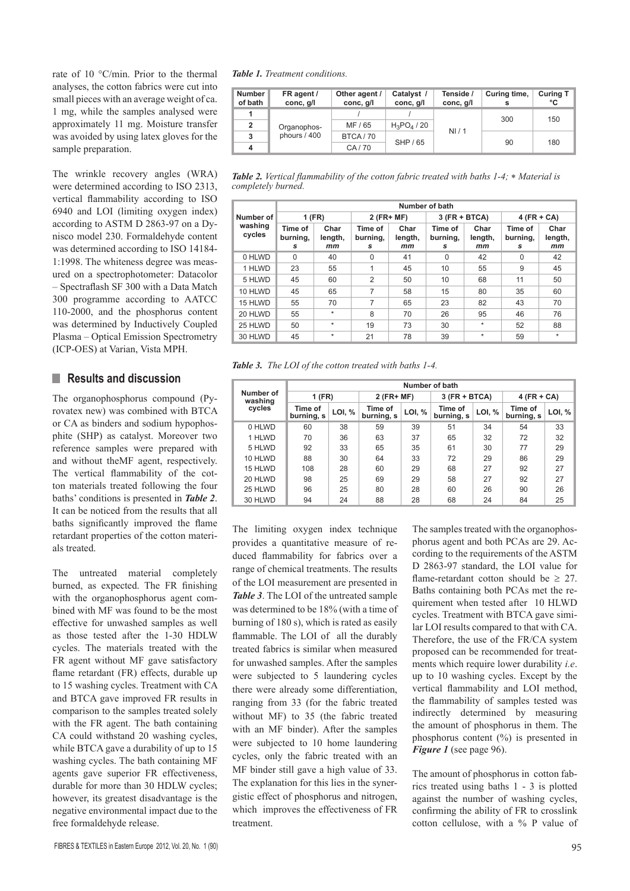rate of 10 °C/min. Prior to the thermal analyses, the cotton fabrics were cut into small pieces with an average weight of ca. 1 mg, while the samples analysed were approximately 11 mg. Moisture transfer was avoided by using latex gloves for the sample preparation.

The wrinkle recovery angles (WRA) were determined according to ISO 2313, vertical flammability according to ISO 6940 and LOI (limiting oxygen index) according to ASTM D 2863-97 on a Dynisco model 230. Formaldehyde content was determined according to ISO 14184-1:1998. The whiteness degree was measured on a spectrophotometer: Datacolor – Spectraflash SF 300 with a Data Match 300 programme according to AATCC 110-2000, and the phosphorus content was determined by Inductively Coupled Plasma – Optical Emission Spectrometry (ICP-OES) at Varian, Vista MPH.

*Table 1. Treatment conditions.*

| Number of bath | FR agent / conc, g/l | Other agent / conc, g/l | Catalyst / conc, g/l | Tenside / conc, g/l | Curing time, s | Curing T °C |
|---|---|---|---|---|---|---|
| 1 | Organophosphours / 400 | / | / | NI / 1 | 300 | 150 |
| 2 | | MF / 65 | $H_3PO_4$ / 20 | | | |
| 3 | | BTCA / 70 | SHP / 65 | | 90 | 180 |
| 4 | | CA / 70 | | | | |

*Table 2. Vertical flammability of the cotton fabric treated with baths 1-4; * Material is completely burned.*

| Number of washing cycles | Number of bath | | | | | | | |
|---|---|---|---|---|---|---|---|---|
| | 1 (FR) | | 2 (FR+ MF) | | 3 (FR + BTCA) | | 4 (FR + CA) | |
| | Time of burning, *s* | Char length, *mm* | Time of burning, *s* | Char length, *mm* | Time of burning, *s* | Char length, *mm* | Time of burning, *s* | Char length, *mm* |
| 0 HLWD | 0 | 40 | 0 | 41 | 0 | 42 | 0 | 42 |
| 1 HLWD | 23 | 55 | 1 | 45 | 10 | 55 | 9 | 45 |
| 5 HLWD | 45 | 60 | 2 | 50 | 10 | 68 | 11 | 50 |
| 10 HLWD | 45 | 65 | 7 | 58 | 15 | 80 | 35 | 60 |
| 15 HLWD | 55 | 70 | 7 | 65 | 23 | 82 | 43 | 70 |
| 20 HLWD | 55 | * | 8 | 70 | 26 | 95 | 46 | 76 |
| 25 HLWD | 50 | * | 19 | 73 | 30 | * | 52 | 88 |
| 30 HLWD | 45 | * | 21 | 78 | 39 | * | 59 | * |

*Table 3. The LOI of the cotton treated with baths 1-4.*

| Number of washing cycles | Number of bath | | | | | | | |
|---|---|---|---|---|---|---|---|---|
| | 1 (FR) | | 2 (FR+ MF) | | 3 (FR + BTCA) | | 4 (FR + CA) | |
| | Time of burning, s | LOI, % | Time of burning, s | LOI, % | Time of burning, s | LOI, % | Time of burning, s | LOI, % |
| 0 HLWD | 60 | 38 | 59 | 39 | 51 | 34 | 54 | 33 |
| 1 HLWD | 70 | 36 | 63 | 37 | 65 | 32 | 72 | 32 |
| 5 HLWD | 92 | 33 | 65 | 35 | 61 | 30 | 77 | 29 |
| 10 HLWD | 88 | 30 | 64 | 33 | 72 | 29 | 86 | 29 |
| 15 HLWD | 108 | 28 | 60 | 29 | 68 | 27 | 92 | 27 |
| 20 HLWD | 98 | 25 | 69 | 29 | 58 | 27 | 92 | 27 |
| 25 HLWD | 96 | 25 | 80 | 28 | 60 | 26 | 90 | 26 |
| 30 HLWD | 94 | 24 | 88 | 28 | 68 | 24 | 84 | 25 |

## Results and discussion

The organophosphorus compound (Pyrovatex new) was combined with BTCA or CA as binders and sodium hypophosphite (SHP) as catalyst. Moreover two reference samples were prepared with and without theMF agent, respectively. The vertical flammability of the cotton materials treated following the four baths' conditions is presented in ***Table 2***. It can be noticed from the results that all baths significantly improved the flame retardant properties of the cotton materials treated.

The untreated material completely burned, as expected. The FR finishing with the organophosphorus agent combined with MF was found to be the most effective for unwashed samples as well as those tested after the 1-30 HDLW cycles. The materials treated with the FR agent without MF gave satisfactory flame retardant (FR) effects, durable up to 15 washing cycles. Treatment with CA and BTCA gave improved FR results in comparison to the samples treated solely with the FR agent. The bath containing CA could withstand 20 washing cycles, while BTCA gave a durability of up to 15 washing cycles. The bath containing MF agents gave superior FR effectiveness, durable for more than 30 HDLW cycles; however, its greatest disadvantage is the negative environmental impact due to the free formaldehyde release.

The limiting oxygen index technique provides a quantitative measure of reduced flammability for fabrics over a range of chemical treatments. The results of the LOI measurement are presented in ***Table 3***. The LOI of the untreated sample was determined to be 18% (with a time of burning of 180 s), which is rated as easily flammable. The LOI of all the durably treated fabrics is similar when measured for unwashed samples. After the samples were subjected to 5 laundering cycles there were already some differentiation, ranging from 33 (for the fabric treated without MF) to 35 (the fabric treated with an MF binder). After the samples were subjected to 10 home laundering cycles, only the fabric treated with an MF binder still gave a high value of 33. The explanation for this lies in the synergistic effect of phosphorus and nitrogen, which improves the effectiveness of FR treatment.

The samples treated with the organophosphorus agent and both PCAs are 29. According to the requirements of the ASTM D 2863-97 standard, the LOI value for flame-retardant cotton should be ≥ 27. Baths containing both PCAs met the requirement when tested after 10 HLWD cycles. Treatment with BTCA gave similar LOI results compared to that with CA. Therefore, the use of the FR/CA system proposed can be recommended for treatments which require lower durability *i.e*. up to 10 washing cycles. Except by the vertical flammability and LOI method, the flammability of samples tested was indirectly determined by measuring the amount of phosphorus in them. The phosphorus content (%) is presented in ***Figure 1*** (see page 96).

The amount of phosphorus in cotton fabrics treated using baths 1 - 3 is plotted against the number of washing cycles, confirming the ability of FR to crosslink cotton cellulose, with a % P value of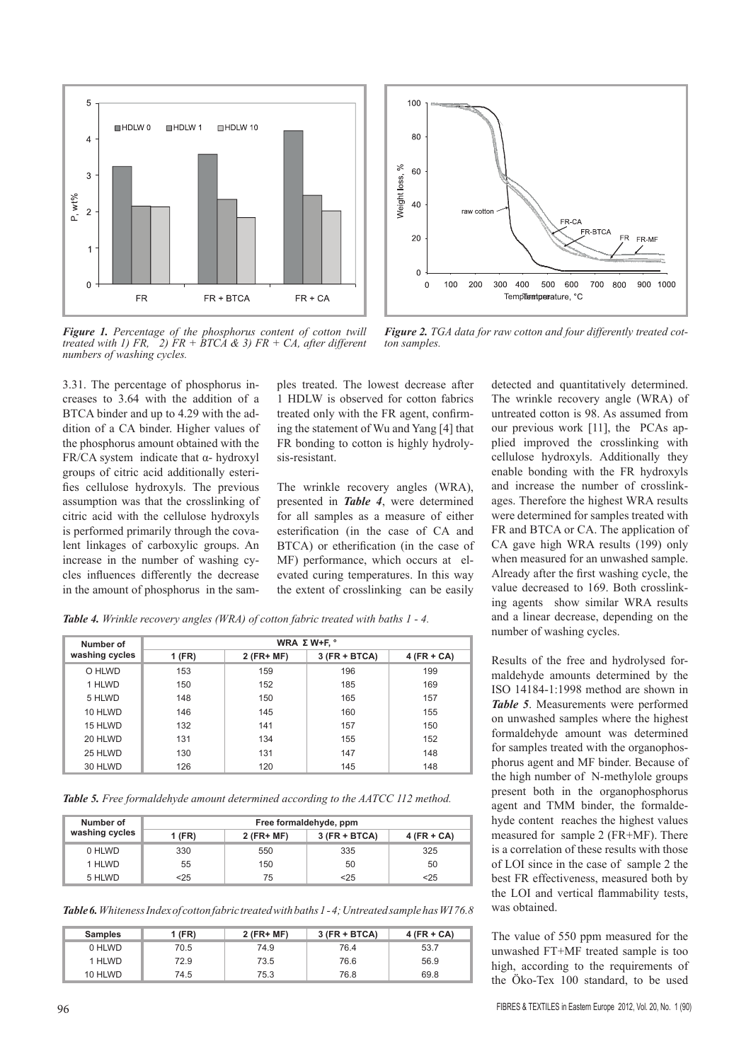*Figure 1. Percentage of the phosphorus content of cotton twill treated with 1) FR, 2) FR + BTCA & 3) FR + CA, after different numbers of washing cycles.*

*Figure 2. TGA data for raw cotton and four differently treated cotton samples.*

3.31. The percentage of phosphorus increases to 3.64 with the addition of a BTCA binder and up to 4.29 with the addition of a CA binder. Higher values of the phosphorus amount obtained with the FR/CA system indicate that α- hydroxyl groups of citric acid additionally esterifies cellulose hydroxyls. The previous assumption was that the crosslinking of citric acid with the cellulose hydroxyls is performed primarily through the covalent linkages of carboxylic groups. An increase in the number of washing cycles influences differently the decrease in the amount of phosphorus in the samples treated. The lowest decrease after 1 HDLW is observed for cotton fabrics treated only with the FR agent, confirming the statement of Wu and Yang [4] that FR bonding to cotton is highly hydrolysis-resistant.

The wrinkle recovery angles (WRA), presented in ***Table 4***, were determined for all samples as a measure of either esterification (in the case of CA and BTCA) or etherification (in the case of MF) performance, which occurs at elevated curing temperatures. In this way the extent of crosslinking can be easily detected and quantitatively determined. The wrinkle recovery angle (WRA) of untreated cotton is 98. As assumed from our previous work [11], the PCAs applied improved the crosslinking with cellulose hydroxyls. Additionally they enable bonding with the FR hydroxyls and increase the number of crosslinkages. Therefore the highest WRA results were determined for samples treated with FR and BTCA or CA. The application of CA gave high WRA results (199) only when measured for an unwashed sample. Already after the first washing cycle, the value decreased to 169. Both crosslinking agents show similar WRA results and a linear decrease, depending on the number of washing cycles.

*Table 4. Wrinkle recovery angles (WRA) of cotton fabric treated with baths 1 - 4.*

| Number of washing cycles | WRA Σ W+F, ° | | | |
|---|---|---|---|---|
| | 1 (FR) | 2 (FR+ MF) | 3 (FR + BTCA) | 4 (FR + CA) |
| O HLWD | 153 | 159 | 196 | 199 |
| 1 HLWD | 150 | 152 | 185 | 169 |
| 5 HLWD | 148 | 150 | 165 | 157 |
| 10 HLWD | 146 | 145 | 160 | 155 |
| 15 HLWD | 132 | 141 | 157 | 150 |
| 20 HLWD | 131 | 134 | 155 | 152 |
| 25 HLWD | 130 | 131 | 147 | 148 |
| 30 HLWD | 126 | 120 | 145 | 148 |

*Table 5. Free formaldehyde amount determined according to the AATCC 112 method.*

| Number of washing cycles | Free formaldehyde, ppm | | | |
|---|---|---|---|---|
| | 1 (FR) | 2 (FR+ MF) | 3 (FR + BTCA) | 4 (FR + CA) |
| 0 HLWD | 330 | 550 | 335 | 325 |
| 1 HLWD | 55 | 150 | 50 | 50 |
| 5 HLWD | <25 | 75 | <25 | <25 |

*Table 6. Whiteness Index of cotton fabric treated with baths 1 - 4; Untreated sample has WI 76.8*

| Samples | 1 (FR) | 2 (FR+ MF) | 3 (FR + BTCA) | 4 (FR + CA) |
|---|---|---|---|---|
| 0 HLWD | 70.5 | 74.9 | 76.4 | 53.7 |
| 1 HLWD | 72.9 | 73.5 | 76.6 | 56.9 |
| 10 HLWD | 74.5 | 75.3 | 76.8 | 69.8 |

Results of the free and hydrolysed formaldehyde amounts determined by the ISO 14184-1:1998 method are shown in ***Table 5***. Measurements were performed on unwashed samples where the highest formaldehyde amount was determined for samples treated with the organophosphorus agent and MF binder. Because of the high number of N-methylole groups present both in the organophosphorus agent and TMM binder, the formaldehyde content reaches the highest values measured for sample 2 (FR+MF). There is a correlation of these results with those of LOI since in the case of sample 2 the best FR effectiveness, measured both by the LOI and vertical flammability tests, was obtained.

The value of 550 ppm measured for the unwashed FT+MF treated sample is too high, according to the requirements of the Öko-Tex 100 standard, to be used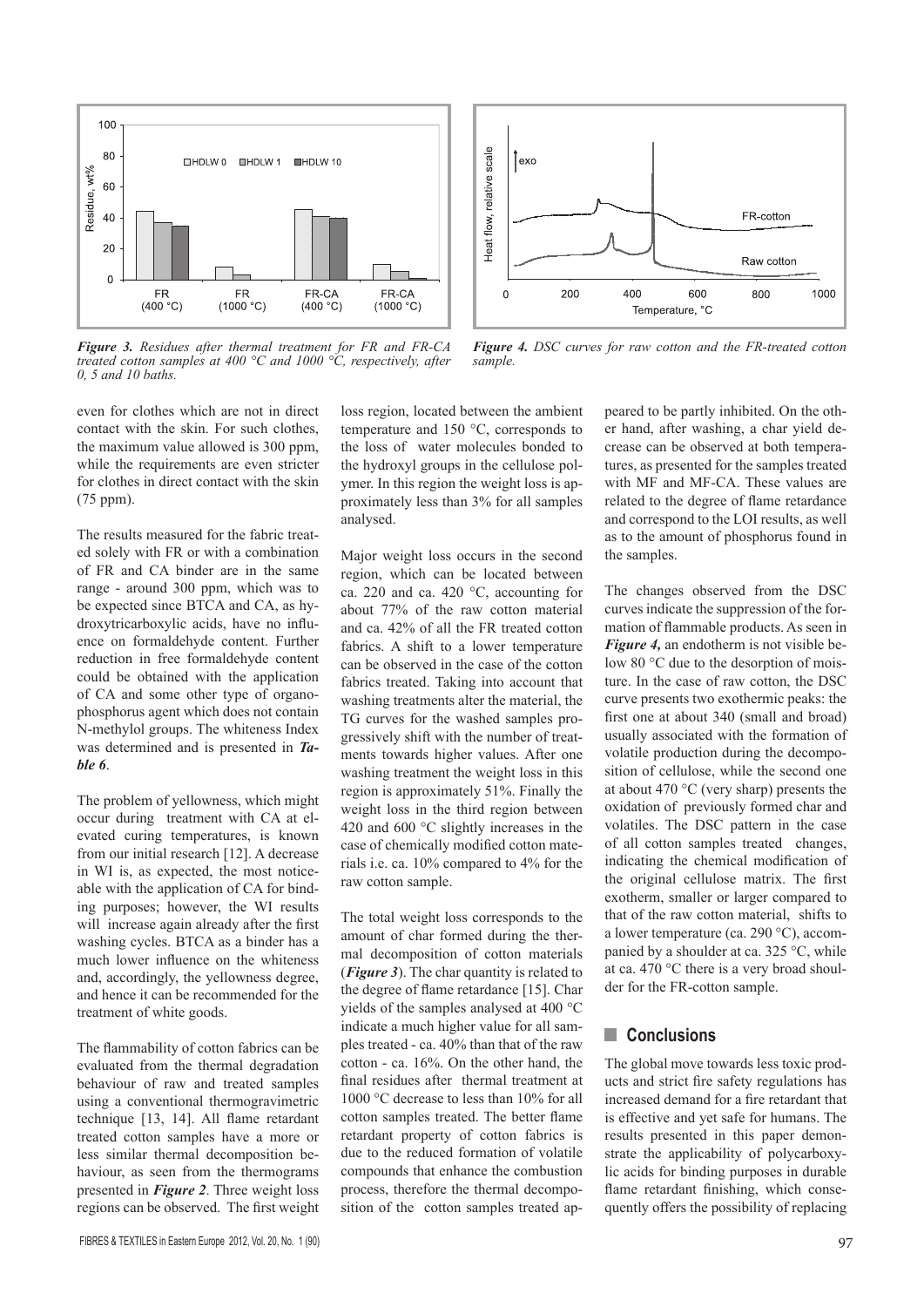*Figure 3. Residues after thermal treatment for FR and FR-CA treated cotton samples at 400 °C and 1000 °C, respectively, after 0, 5 and 10 baths.*

*Figure 4. DSC curves for raw cotton and the FR-treated cotton sample.*

even for clothes which are not in direct contact with the skin. For such clothes, the maximum value allowed is 300 ppm, while the requirements are even stricter for clothes in direct contact with the skin (75 ppm).

The results measured for the fabric treated solely with FR or with a combination of FR and CA binder are in the same range - around 300 ppm, which was to be expected since BTCA and CA, as hydroxytricarboxylic acids, have no influence on formaldehyde content. Further reduction in free formaldehyde content could be obtained with the application of CA and some other type of organophosphorus agent which does not contain N-methylol groups. The whiteness Index was determined and is presented in ***Table 6***.

The problem of yellowness, which might occur during treatment with CA at elevated curing temperatures, is known from our initial research [12]. A decrease in WI is, as expected, the most noticeable with the application of CA for binding purposes; however, the WI results will increase again already after the first washing cycles. BTCA as a binder has a much lower influence on the whiteness and, accordingly, the yellowness degree, and hence it can be recommended for the treatment of white goods.

The flammability of cotton fabrics can be evaluated from the thermal degradation behaviour of raw and treated samples using a conventional thermogravimetric technique [13, 14]. All flame retardant treated cotton samples have a more or less similar thermal decomposition behaviour, as seen from the thermograms presented in ***Figure 2***. Three weight loss regions can be observed. The first weight loss region, located between the ambient temperature and 150 °C, corresponds to the loss of water molecules bonded to the hydroxyl groups in the cellulose polymer. In this region the weight loss is approximately less than 3% for all samples analysed.

Major weight loss occurs in the second region, which can be located between ca. 220 and ca. 420 °C, accounting for about 77% of the raw cotton material and ca. 42% of all the FR treated cotton fabrics. A shift to a lower temperature can be observed in the case of the cotton fabrics treated. Taking into account that washing treatments alter the material, the TG curves for the washed samples progressively shift with the number of treatments towards higher values. After one washing treatment the weight loss in this region is approximately 51%. Finally the weight loss in the third region between 420 and 600 °C slightly increases in the case of chemically modified cotton materials i.e. ca. 10% compared to 4% for the raw cotton sample.

The total weight loss corresponds to the amount of char formed during the thermal decomposition of cotton materials (***Figure 3***). The char quantity is related to the degree of flame retardance [15]. Char yields of the samples analysed at 400 °C indicate a much higher value for all samples treated - ca. 40% than that of the raw cotton - ca. 16%. On the other hand, the final residues after thermal treatment at 1000 °C decrease to less than 10% for all cotton samples treated. The better flame retardant property of cotton fabrics is due to the reduced formation of volatile compounds that enhance the combustion process, therefore the thermal decomposition of the cotton samples treated appeared to be partly inhibited. On the other hand, after washing, a char yield decrease can be observed at both temperatures, as presented for the samples treated with MF and MF-CA. These values are related to the degree of flame retardance and correspond to the LOI results, as well as to the amount of phosphorus found in the samples.

The changes observed from the DSC curves indicate the suppression of the formation of flammable products. As seen in ***Figure 4,*** an endotherm is not visible below 80 °C due to the desorption of moisture. In the case of raw cotton, the DSC curve presents two exothermic peaks: the first one at about 340 (small and broad) usually associated with the formation of volatile production during the decomposition of cellulose, while the second one at about 470 °C (very sharp) presents the oxidation of previously formed char and volatiles. The DSC pattern in the case of all cotton samples treated changes, indicating the chemical modification of the original cellulose matrix. The first exotherm, smaller or larger compared to that of the raw cotton material, shifts to a lower temperature (ca. 290 °C), accompanied by a shoulder at ca. 325 °C, while at ca. 470 °C there is a very broad shoulder for the FR-cotton sample.

## Conclusions

The global move towards less toxic products and strict fire safety regulations has increased demand for a fire retardant that is effective and yet safe for humans. The results presented in this paper demonstrate the applicability of polycarboxylic acids for binding purposes in durable flame retardant finishing, which consequently offers the possibility of replacing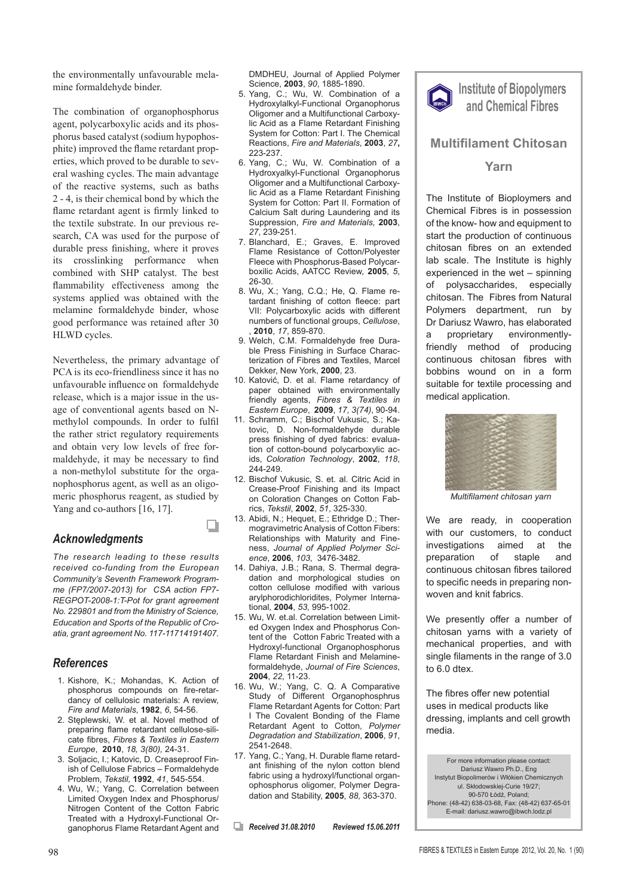the environmentally unfavourable melamine formaldehyde binder.

The combination of organophosphorus agent, polycarboxylic acids and its phosphorus based catalyst (sodium hypophosphite) improved the flame retardant properties, which proved to be durable to several washing cycles. The main advantage of the reactive systems, such as baths 2 - 4, is their chemical bond by which the flame retardant agent is firmly linked to the textile substrate. In our previous research, CA was used for the purpose of durable press finishing, where it proves its crosslinking performance when combined with SHP catalyst. The best flammability effectiveness among the systems applied was obtained with the melamine formaldehyde binder, whose good performance was retained after 30 HLWD cycles.

Nevertheless, the primary advantage of PCA is its eco-friendliness since it has no unfavourable influence on formaldehyde release, which is a major issue in the usage of conventional agents based on N-methylol compounds. In order to fulfil the rather strict regulatory requirements and obtain very low levels of free formaldehyde, it may be necessary to find a non-methylol substitute for the organophosphorus agent, as well as an oligomeric phosphorus reagent, as studied by Yang and co-authors [16, 17].

## Acknowledgments

*The research leading to these results received co-funding from the European Community's Seventh Framework Programme (FP7/2007-2013) for CSA action FP7-REGPOT-2008-1:T-Pot for grant agreement No. 229801 and from the Ministry of Science, Education and Sports of the Republic of Croatia, grant agreement No. 117-11714191407.*

## References

1. Kishore, K.; Mohandas, K. Action of phosphorus compounds on fire-retardancy of cellulosic materials: A review, *Fire and Materials*, **1982**, *6*, 54-56.
2. Stęplewski, W. et al. Novel method of preparing flame retardant cellulose-silicate fibres, *Fibres & Textiles in Eastern Europe*, **2010**, *18, 3(80),* 24-31.
3. Soljacic, I.; Katovic, D. Creaseproof Finish of Cellulose Fabrics – Formaldehyde Problem, *Tekstil*, **1992**, *41*, 545-554.
4. Wu, W.; Yang, C. Correlation between Limited Oxygen Index and Phosphorus/Nitrogen Content of the Cotton Fabric Treated with a Hydroxyl-Functional Organophorus Flame Retardant Agent and DMDHEU, Journal of Applied Polymer Science, **2003**, *90*, 1885-1890.
5. Yang, C.; Wu, W. Combination of a Hydroxylalkyl-Functional Organophorus Oligomer and a Multifunctional Carboxylic Acid as a Flame Retardant Finishing System for Cotton: Part I. The Chemical Reactions, *Fire and Materials*, **2003**, *27***,** 223-237.
6. Yang, C.; Wu, W. Combination of a Hydroxyalkyl-Functional Organophorus Oligomer and a Multifunctional Carboxylic Acid as a Flame Retardant Finishing System for Cotton: Part II. Formation of Calcium Salt during Laundering and its Suppression, *Fire and Materials*, **2003**, *27*, 239-251.
7. Blanchard, E.; Graves, E. Improved Flame Resistance of Cotton/Polyester Fleece with Phosphorus-Based Polycarboxilic Acids, AATCC Review, **2005**, *5*, 26-30.
8. Wu, X.; Yang, C.Q.; He, Q. Flame retardant finishing of cotton fleece: part VII: Polycarboxylic acids with different numbers of functional groups, *Cellulose*, , **2010**, *17*, 859-870.
9. Welch, C.M. Formaldehyde free Durable Press Finishing in Surface Characterization of Fibres and Textiles, Marcel Dekker, New York, **2000**, 23.
10. Katović, D. et al. Flame retardancy of paper obtained with environmentally friendly agents, *Fibres & Textiles in Eastern Europe*, **2009**, *17, 3(74)*, 90-94.
11. Schramm, C.; Bischof Vukusic, S.; Katovic, D. Non-formaldehyde durable press finishing of dyed fabrics: evaluation of cotton-bound polycarboxylic acids, *Coloration Technology*, **2002**, *118*, 244-249.
12. Bischof Vukusic, S. et. al. Citric Acid in Crease-Proof Finishing and its Impact on Coloration Changes on Cotton Fabrics, *Tekstil*, **2002**, *51*, 325-330.
13. Abidi, N.; Hequet, E.; Ethridge D.; Thermogravimetric Analysis of Cotton Fibers: Relationships with Maturity and Fineness, *Journal of Applied Polymer Science*, **2006**, *103*, 3476-3482.
14. Dahiya, J.B.; Rana, S. Thermal degradation and morphological studies on cotton cellulose modified with various arylphorodichloridites, Polymer International, **2004**, *53*, 995-1002.
15. Wu, W. et.al. Correlation between Limited Oxygen Index and Phosphorus Content of the Cotton Fabric Treated with a Hydroxyl-functional Organophosphorus Flame Retardant Finish and Melamine-formaldehyde, *Journal of Fire Sciences*, **2004**, *22*, 11-23.
16. Wu, W.; Yang, C. Q. A Comparative Study of Different Organophosphrus Flame Retardant Agents for Cotton: Part I The Covalent Bonding of the Flame Retardant Agent to Cotton, *Polymer Degradation and Stabilization*, **2006**, *91*, 2541-2648.
17. Yang, C.; Yang, H. Durable flame retardant finishing of the nylon cotton blend fabric using a hydroxyl/functional organophosphorus oligomer, Polymer Degradation and Stability, **2005**, *88,* 363-370.

*Received 31.08.2010 Reviewed 15.06.2011*

## Institute of Biopolymers and Chemical Fibres

### Multifilament Chitosan Yarn

The Institute of Bioploymers and Chemical Fibres is in possession of the know- how and equipment to start the production of continuous chitosan fibres on an extended lab scale. The Institute is highly experienced in the wet – spinning of polysaccharides, especially chitosan. The Fibres from Natural Polymers department, run by Dr Dariusz Wawro, has elaborated a proprietary environmently-friendly method of producing continuous chitosan fibres with bobbins wound on in a form suitable for textile processing and medical application.

*Multifilament chitosan yarn*

We are ready, in cooperation with our customers, to conduct investigations aimed at the preparation of staple and continuous chitosan fibres tailored to specific needs in preparing non-woven and knit fabrics.

We presently offer a number of chitosan yarns with a variety of mechanical properties, and with single filaments in the range of 3.0 to 6.0 dtex.

The fibres offer new potential uses in medical products like dressing, implants and cell growth media.

For more information please contact:
Dariusz Wawro Ph.D., Eng
Instytut Biopolimerów i Włókien Chemicznych
ul. Skłodowskiej-Curie 19/27;
90-570 Łódź, Poland;
Phone: (48-42) 638-03-68, Fax: (48-42) 637-65-01
E-mail: dariusz.wawro@ibwch.lodz.pl